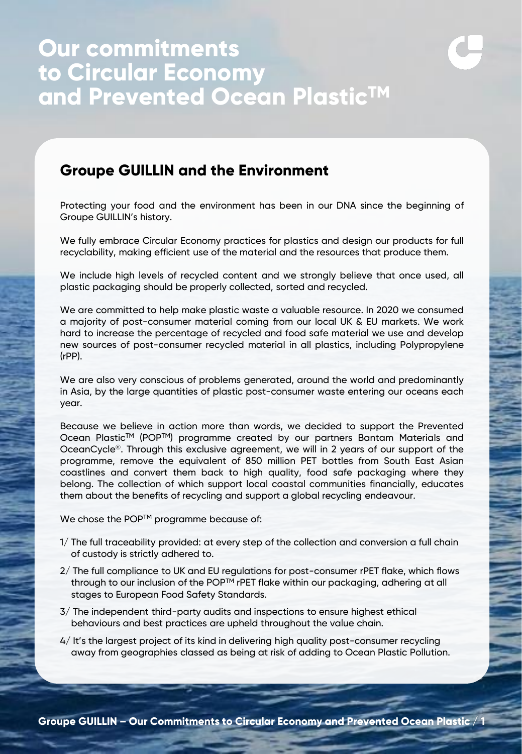# Our commitments to Circular Economy and Prevented Ocean Plastic™

## Groupe GUILLIN and the Environment

Protecting your food and the environment has been in our DNA since the beginning of Groupe GUILLIN's history.

We fully embrace Circular Economy practices for plastics and design our products for full recyclability, making efficient use of the material and the resources that produce them.

We include high levels of recycled content and we strongly believe that once used, all plastic packaging should be properly collected, sorted and recycled.

We are committed to help make plastic waste a valuable resource. In 2020 we consumed a majority of post-consumer material coming from our local UK & EU markets. We work hard to increase the percentage of recycled and food safe material we use and develop new sources of post-consumer recycled material in all plastics, including Polypropylene (rPP).

We are also very conscious of problems generated, around the world and predominantly in Asia, by the large quantities of plastic post-consumer waste entering our oceans each year.

Because we believe in action more than words, we decided to support the Prevented Ocean Plastic™ (POP™) programme created by our partners Bantam Materials and OceanCycle©. Through this exclusive agreement, we will in 2 years of our support of the programme, remove the equivalent of 850 million PET bottles from South East Asian coastlines and convert them back to high quality, food safe packaging where they belong. The collection of which support local coastal communities financially, educates them about the benefits of recycling and support a global recycling endeavour.

We chose the POP™ programme because of:

1/ The full traceability provided: at every step of the collection and conversion a full chain of custody is strictly adhered to.

2/ The full compliance to UK and EU regulations for post-consumer rPET flake, which flows through to our inclusion of the POP™ rPET flake within our packaging, adhering at all stages to European Food Safety Standards.

3/ The independent third-party audits and inspections to ensure highest ethical behaviours and best practices are upheld throughout the value chain.

4/ It's the largest project of its kind in delivering high quality post-consumer recycling away from geographies classed as being at risk of adding to Ocean Plastic Pollution.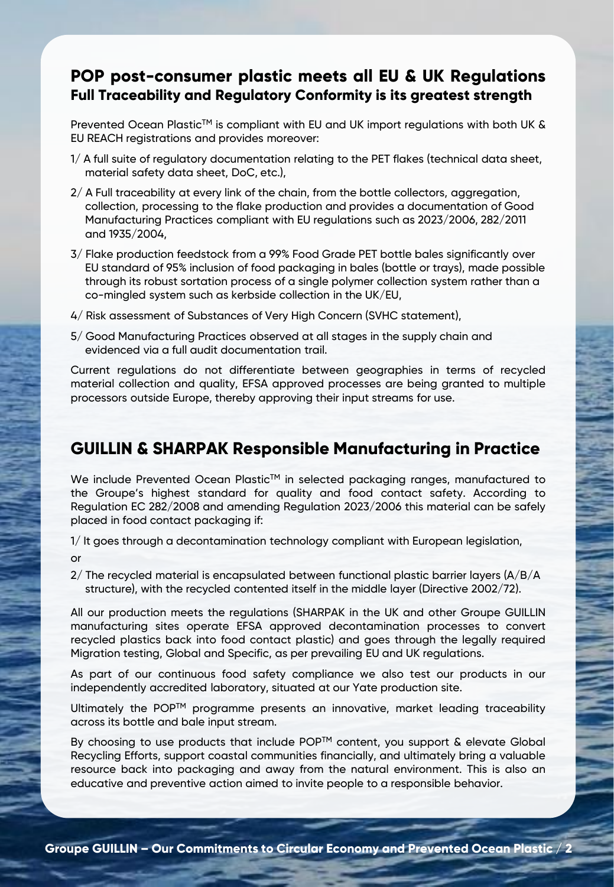## POP post-consumer plastic meets all EU & UK Regulations

### Full Traceability and Regulatory Conformity is its greatest strength

Prevented Ocean Plastic™ is compliant with EU and UK import regulations with both UK & EU REACH registrations and provides moreover:

1/ A full suite of regulatory documentation relating to the PET flakes (technical data sheet, material safety data sheet, DoC, etc.),

2/ A Full traceability at every link of the chain, from the bottle collectors, aggregation, collection, processing to the flake production and provides a documentation of Good Manufacturing Practices compliant with EU regulations such as 2023/2006, 282/2011 and 1935/2004,

3/ Flake production feedstock from a 99% Food Grade PET bottle bales significantly over EU standard of 95% inclusion of food packaging in bales (bottle or trays), made possible through its robust sortation process of a single polymer collection system rather than a co-mingled system such as kerbside collection in the UK/EU,

4/ Risk assessment of Substances of Very High Concern (SVHC statement),

5/ Good Manufacturing Practices observed at all stages in the supply chain and evidenced via a full audit documentation trail.

Current regulations do not differentiate between geographies in terms of recycled material collection and quality, EFSA approved processes are being granted to multiple processors outside Europe, thereby approving their input streams for use.

## GUILLIN & SHARPAK Responsible Manufacturing in Practice

We include Prevented Ocean Plastic™ in selected packaging ranges, manufactured to the Groupe's highest standard for quality and food contact safety. According to Regulation EC 282/2008 and amending Regulation 2023/2006 this material can be safely placed in food contact packaging if:

1/ It goes through a decontamination technology compliant with European legislation,

or

2/ The recycled material is encapsulated between functional plastic barrier layers (A/B/A structure), with the recycled contented itself in the middle layer (Directive 2002/72).

All our production meets the regulations (SHARPAK in the UK and other Groupe GUILLIN manufacturing sites operate EFSA approved decontamination processes to convert recycled plastics back into food contact plastic) and goes through the legally required Migration testing, Global and Specific, as per prevailing EU and UK regulations.

As part of our continuous food safety compliance we also test our products in our independently accredited laboratory, situated at our Yate production site.

Ultimately the POP™ programme presents an innovative, market leading traceability across its bottle and bale input stream.

By choosing to use products that include POP™ content, you support & elevate Global Recycling Efforts, support coastal communities financially, and ultimately bring a valuable resource back into packaging and away from the natural environment. This is also an educative and preventive action aimed to invite people to a responsible behavior.